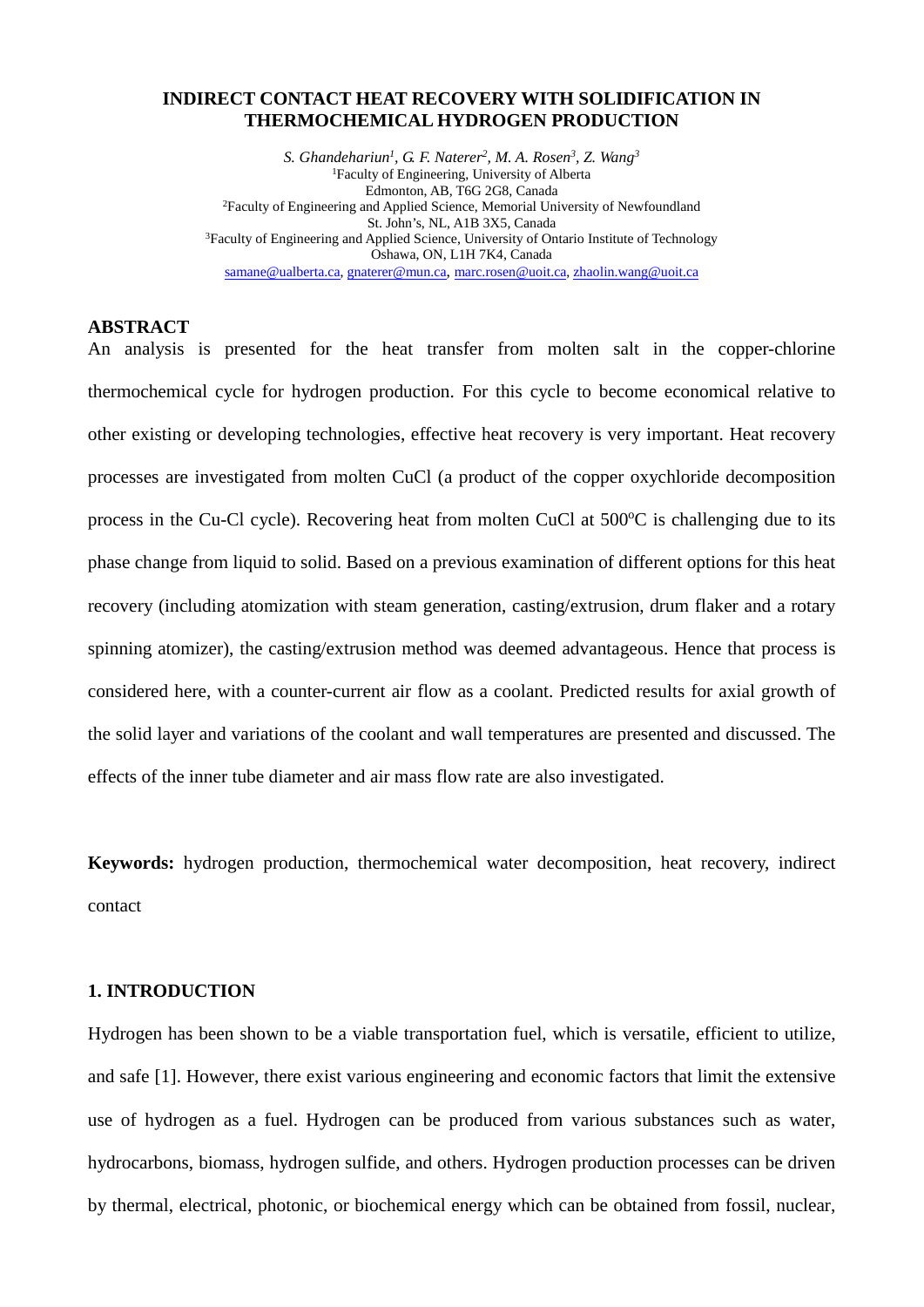# INDIRECT CONTACT HEAT RECOVERY WITH SOLIDIFICATION IN THERMOCHEMICAL HYDROGEN PRODUCTION

*S. Ghandehariun[1], G. F. Naterer[2], M. A. Rosen[3], Z. Wang[3]*

[1]Faculty of Engineering, University of Alberta
Edmonton, AB, T6G 2G8, Canada

[2]Faculty of Engineering and Applied Science, Memorial University of Newfoundland
St. John's, NL, A1B 3X5, Canada

[3]Faculty of Engineering and Applied Science, University of Ontario Institute of Technology
Oshawa, ON, L1H 7K4, Canada

samane@ualberta.ca, gnaterer@mun.ca, marc.rosen@uoit.ca, zhaolin.wang@uoit.ca

## ABSTRACT

An analysis is presented for the heat transfer from molten salt in the copper-chlorine thermochemical cycle for hydrogen production. For this cycle to become economical relative to other existing or developing technologies, effective heat recovery is very important. Heat recovery processes are investigated from molten CuCl (a product of the copper oxychloride decomposition process in the Cu-Cl cycle). Recovering heat from molten CuCl at 500$^{o}$C is challenging due to its phase change from liquid to solid. Based on a previous examination of different options for this heat recovery (including atomization with steam generation, casting/extrusion, drum flaker and a rotary spinning atomizer), the casting/extrusion method was deemed advantageous. Hence that process is considered here, with a counter-current air flow as a coolant. Predicted results for axial growth of the solid layer and variations of the coolant and wall temperatures are presented and discussed. The effects of the inner tube diameter and air mass flow rate are also investigated.

**Keywords:** hydrogen production, thermochemical water decomposition, heat recovery, indirect contact

## 1. INTRODUCTION

Hydrogen has been shown to be a viable transportation fuel, which is versatile, efficient to utilize, and safe [1]. However, there exist various engineering and economic factors that limit the extensive use of hydrogen as a fuel. Hydrogen can be produced from various substances such as water, hydrocarbons, biomass, hydrogen sulfide, and others. Hydrogen production processes can be driven by thermal, electrical, photonic, or biochemical energy which can be obtained from fossil, nuclear,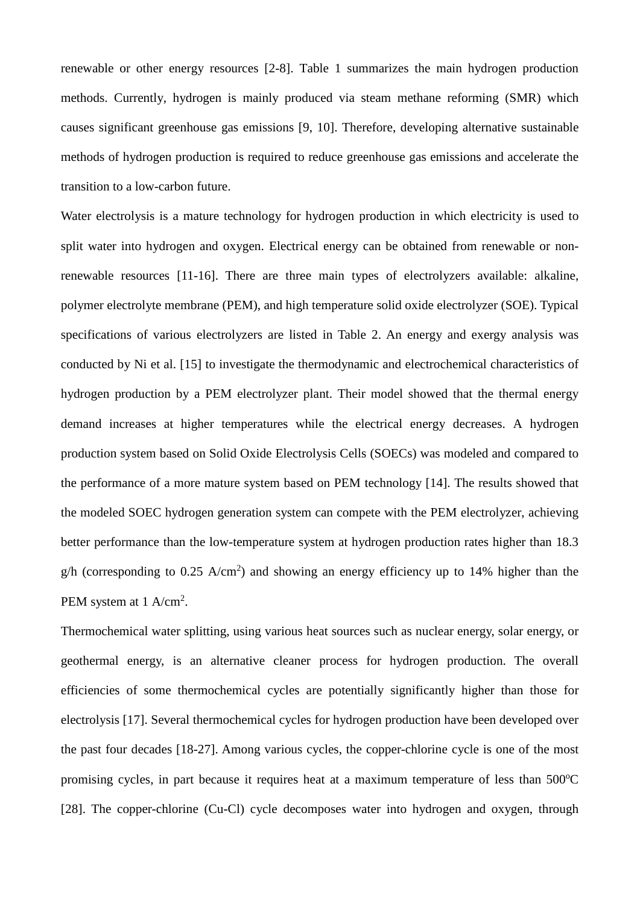renewable or other energy resources [2-8]. Table 1 summarizes the main hydrogen production methods. Currently, hydrogen is mainly produced via steam methane reforming (SMR) which causes significant greenhouse gas emissions [9, 10]. Therefore, developing alternative sustainable methods of hydrogen production is required to reduce greenhouse gas emissions and accelerate the transition to a low-carbon future.

Water electrolysis is a mature technology for hydrogen production in which electricity is used to split water into hydrogen and oxygen. Electrical energy can be obtained from renewable or non-renewable resources [11-16]. There are three main types of electrolyzers available: alkaline, polymer electrolyte membrane (PEM), and high temperature solid oxide electrolyzer (SOE). Typical specifications of various electrolyzers are listed in Table 2. An energy and exergy analysis was conducted by Ni et al. [15] to investigate the thermodynamic and electrochemical characteristics of hydrogen production by a PEM electrolyzer plant. Their model showed that the thermal energy demand increases at higher temperatures while the electrical energy decreases. A hydrogen production system based on Solid Oxide Electrolysis Cells (SOECs) was modeled and compared to the performance of a more mature system based on PEM technology [14]. The results showed that the modeled SOEC hydrogen generation system can compete with the PEM electrolyzer, achieving better performance than the low-temperature system at hydrogen production rates higher than 18.3 g/h (corresponding to 0.25 $A/cm^2$) and showing an energy efficiency up to 14% higher than the PEM system at 1 $A/cm^2$.

Thermochemical water splitting, using various heat sources such as nuclear energy, solar energy, or geothermal energy, is an alternative cleaner process for hydrogen production. The overall efficiencies of some thermochemical cycles are potentially significantly higher than those for electrolysis [17]. Several thermochemical cycles for hydrogen production have been developed over the past four decades [18-27]. Among various cycles, the copper-chlorine cycle is one of the most promising cycles, in part because it requires heat at a maximum temperature of less than 500$^oC$ [28]. The copper-chlorine (Cu-Cl) cycle decomposes water into hydrogen and oxygen, through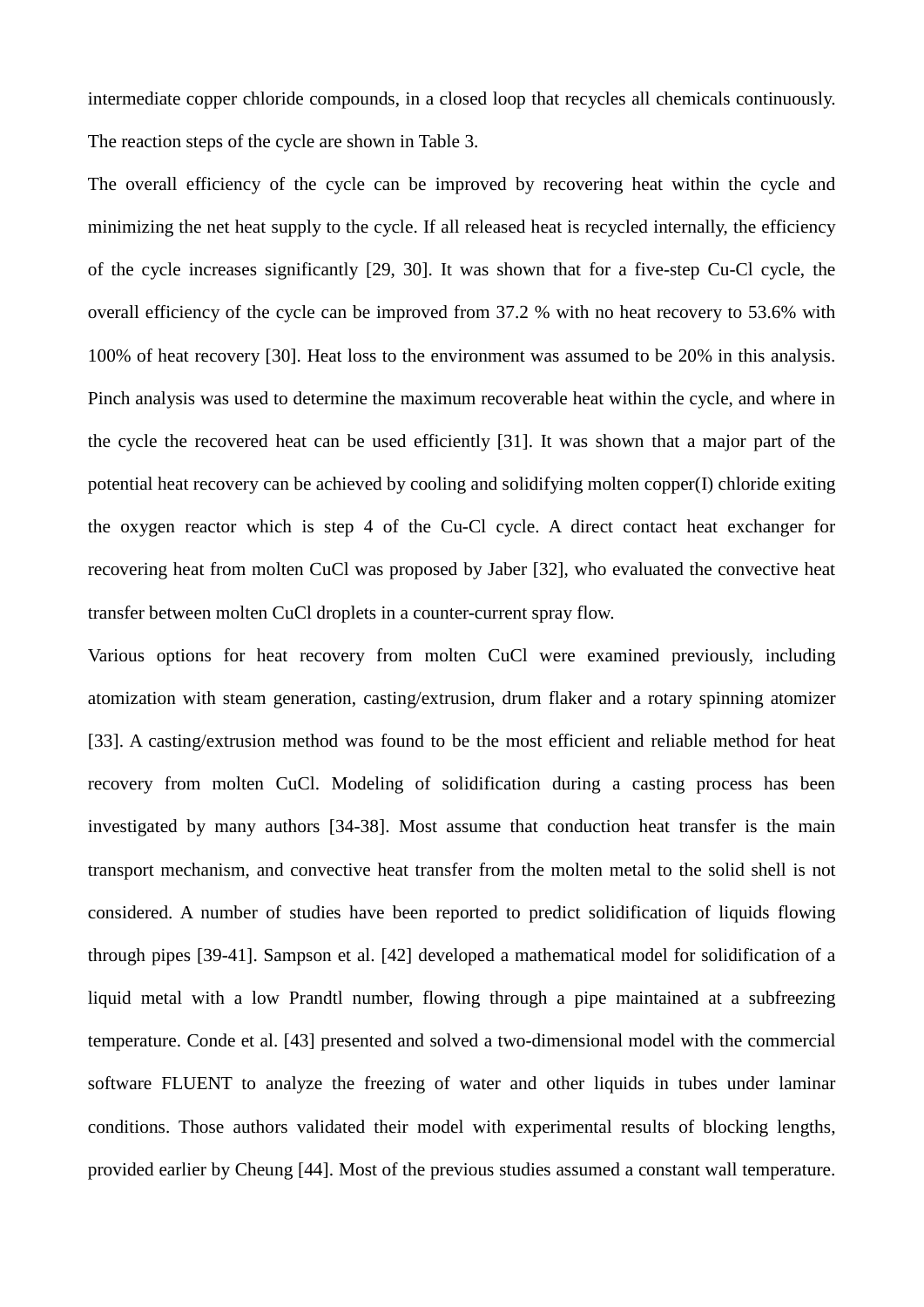intermediate copper chloride compounds, in a closed loop that recycles all chemicals continuously. The reaction steps of the cycle are shown in Table 3.

The overall efficiency of the cycle can be improved by recovering heat within the cycle and minimizing the net heat supply to the cycle. If all released heat is recycled internally, the efficiency of the cycle increases significantly [29, 30]. It was shown that for a five-step Cu-Cl cycle, the overall efficiency of the cycle can be improved from 37.2 % with no heat recovery to 53.6% with 100% of heat recovery [30]. Heat loss to the environment was assumed to be 20% in this analysis. Pinch analysis was used to determine the maximum recoverable heat within the cycle, and where in the cycle the recovered heat can be used efficiently [31]. It was shown that a major part of the potential heat recovery can be achieved by cooling and solidifying molten copper(I) chloride exiting the oxygen reactor which is step 4 of the Cu-Cl cycle. A direct contact heat exchanger for recovering heat from molten CuCl was proposed by Jaber [32], who evaluated the convective heat transfer between molten CuCl droplets in a counter-current spray flow.

Various options for heat recovery from molten CuCl were examined previously, including atomization with steam generation, casting/extrusion, drum flaker and a rotary spinning atomizer [33]. A casting/extrusion method was found to be the most efficient and reliable method for heat recovery from molten CuCl. Modeling of solidification during a casting process has been investigated by many authors [34-38]. Most assume that conduction heat transfer is the main transport mechanism, and convective heat transfer from the molten metal to the solid shell is not considered. A number of studies have been reported to predict solidification of liquids flowing through pipes [39-41]. Sampson et al. [42] developed a mathematical model for solidification of a liquid metal with a low Prandtl number, flowing through a pipe maintained at a subfreezing temperature. Conde et al. [43] presented and solved a two-dimensional model with the commercial software FLUENT to analyze the freezing of water and other liquids in tubes under laminar conditions. Those authors validated their model with experimental results of blocking lengths, provided earlier by Cheung [44]. Most of the previous studies assumed a constant wall temperature.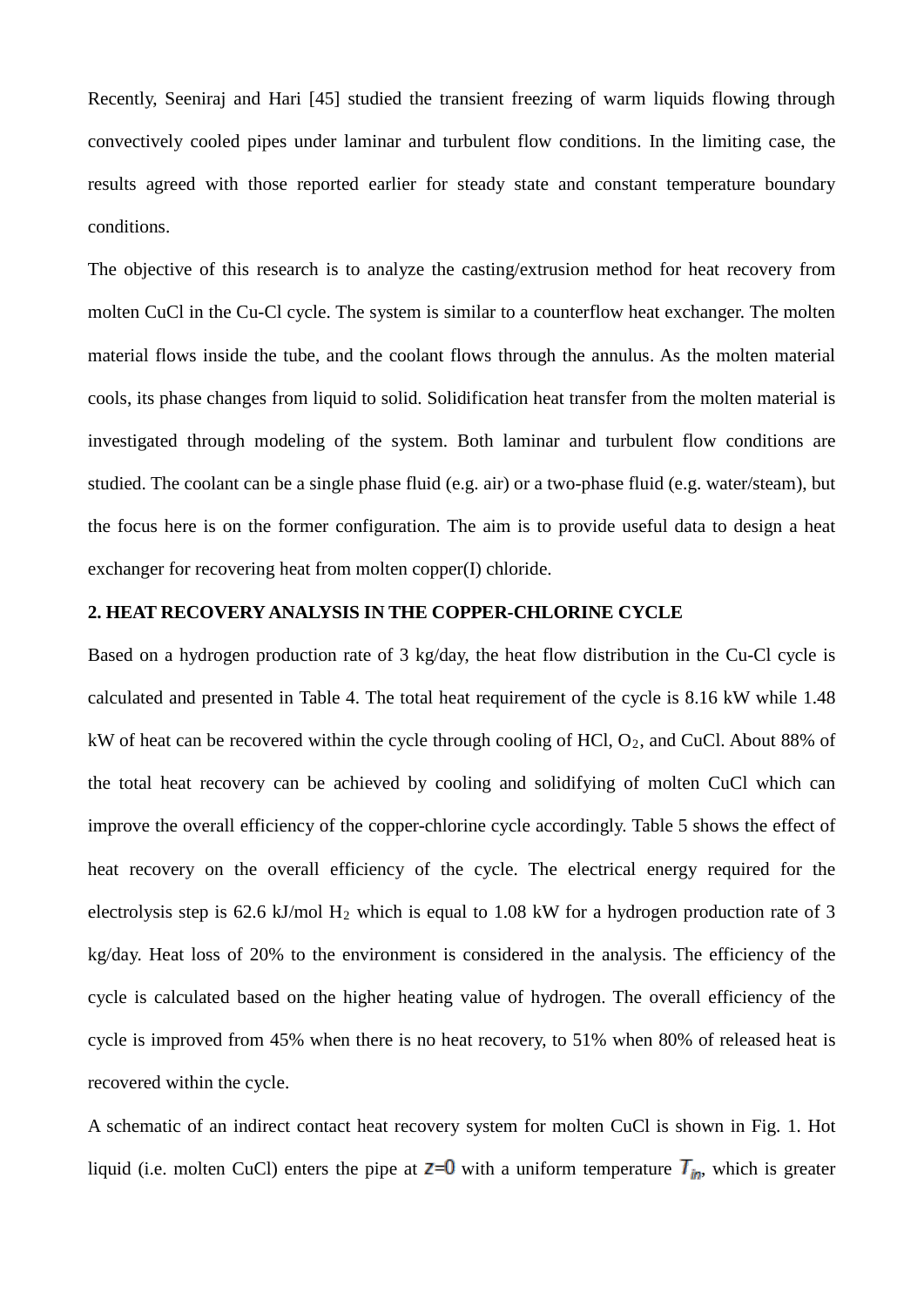Recently, Seeniraj and Hari [45] studied the transient freezing of warm liquids flowing through convectively cooled pipes under laminar and turbulent flow conditions. In the limiting case, the results agreed with those reported earlier for steady state and constant temperature boundary conditions.

The objective of this research is to analyze the casting/extrusion method for heat recovery from molten CuCl in the Cu-Cl cycle. The system is similar to a counterflow heat exchanger. The molten material flows inside the tube, and the coolant flows through the annulus. As the molten material cools, its phase changes from liquid to solid. Solidification heat transfer from the molten material is investigated through modeling of the system. Both laminar and turbulent flow conditions are studied. The coolant can be a single phase fluid (e.g. air) or a two-phase fluid (e.g. water/steam), but the focus here is on the former configuration. The aim is to provide useful data to design a heat exchanger for recovering heat from molten copper(I) chloride.

## 2. HEAT RECOVERY ANALYSIS IN THE COPPER-CHLORINE CYCLE

Based on a hydrogen production rate of 3 kg/day, the heat flow distribution in the Cu-Cl cycle is calculated and presented in Table 4. The total heat requirement of the cycle is 8.16 kW while 1.48 kW of heat can be recovered within the cycle through cooling of HCl, $O_2$, and CuCl. About 88% of the total heat recovery can be achieved by cooling and solidifying of molten CuCl which can improve the overall efficiency of the copper-chlorine cycle accordingly. Table 5 shows the effect of heat recovery on the overall efficiency of the cycle. The electrical energy required for the electrolysis step is 62.6 kJ/mol $H_2$ which is equal to 1.08 kW for a hydrogen production rate of 3 kg/day. Heat loss of 20% to the environment is considered in the analysis. The efficiency of the cycle is calculated based on the higher heating value of hydrogen. The overall efficiency of the cycle is improved from 45% when there is no heat recovery, to 51% when 80% of released heat is recovered within the cycle.

A schematic of an indirect contact heat recovery system for molten CuCl is shown in Fig. 1. Hot liquid (i.e. molten CuCl) enters the pipe at $z=0$ with a uniform temperature $T_{in}$, which is greater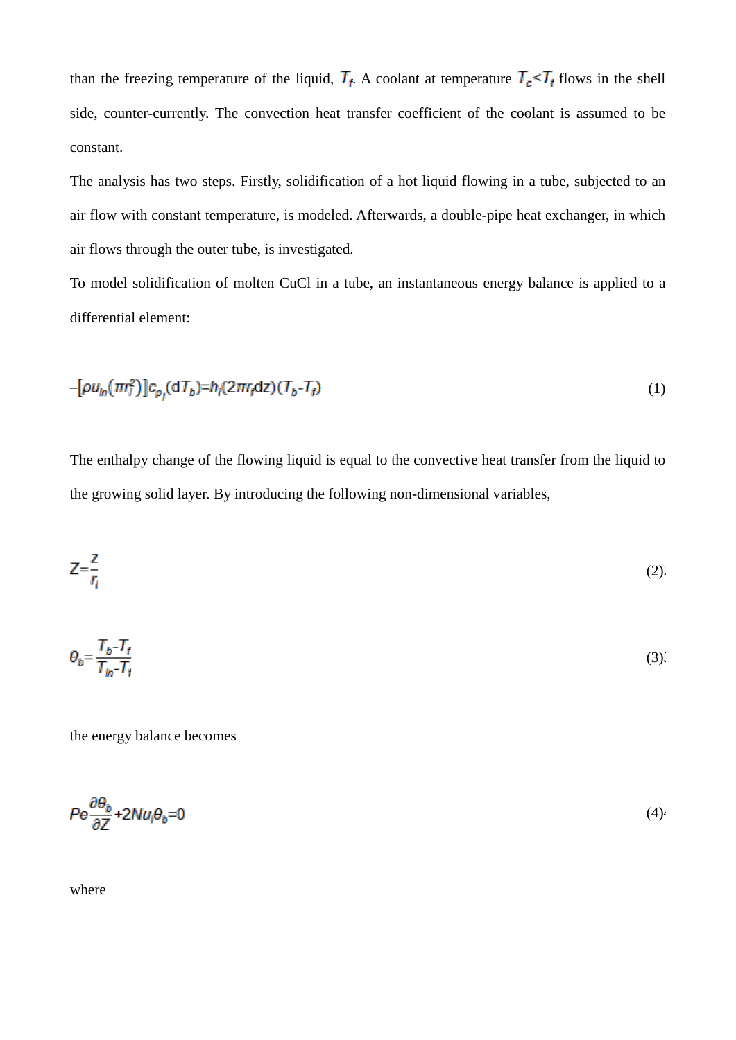than the freezing temperature of the liquid, $T_f$. A coolant at temperature $T_c < T_i$ flows in the shell side, counter-currently. The convection heat transfer coefficient of the coolant is assumed to be constant.

The analysis has two steps. Firstly, solidification of a hot liquid flowing in a tube, subjected to an air flow with constant temperature, is modeled. Afterwards, a double-pipe heat exchanger, in which air flows through the outer tube, is investigated.

To model solidification of molten CuCl in a tube, an instantaneous energy balance is applied to a differential element:

$$-\left[\rho u_{in}\left(\pi r_i^2\right)\right]c_{p_l}(\mathrm{d}T_b)=h_i(2\pi r_i \mathrm{d}z)(T_b-T_f) \tag{1}$$

The enthalpy change of the flowing liquid is equal to the convective heat transfer from the liquid to the growing solid layer. By introducing the following non-dimensional variables,

$$Z=\frac{z}{r_i} \tag{2}$$

$$\theta_b=\frac{T_b-T_f}{T_{in}-T_f} \tag{3}$$

the energy balance becomes

$$Pe\frac{\partial\theta_b}{\partial Z}+2Nu_i\theta_b=0 \tag{4}$$

where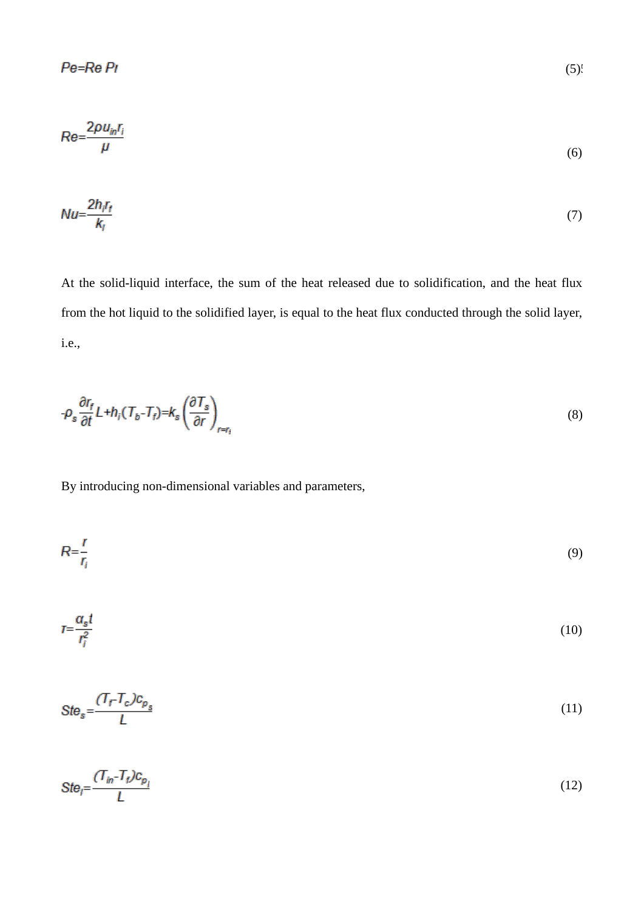$$Pe = Re\, Pr \tag{5}$$

$$Re = \frac{2\rho u_{in} r_i}{\mu} \tag{6}$$

$$Nu = \frac{2h_i r_f}{k_l} \tag{7}$$

At the solid-liquid interface, the sum of the heat released due to solidification, and the heat flux from the hot liquid to the solidified layer, is equal to the heat flux conducted through the solid layer, i.e.,

$$-\rho_s \frac{\partial r_f}{\partial t} L + h_i (T_b - T_f) = k_s \left( \frac{\partial T_s}{\partial r} \right)_{r=r_f} \tag{8}$$

By introducing non-dimensional variables and parameters,

$$R = \frac{r}{r_i} \tag{9}$$

$$\tau = \frac{\alpha_s t}{r_i^2} \tag{10}$$

$$Ste_s = \frac{(T_f - T_c) c_{p_s}}{L} \tag{11}$$

$$Ste_l = \frac{(T_{in} - T_f) c_{p_l}}{L} \tag{12}$$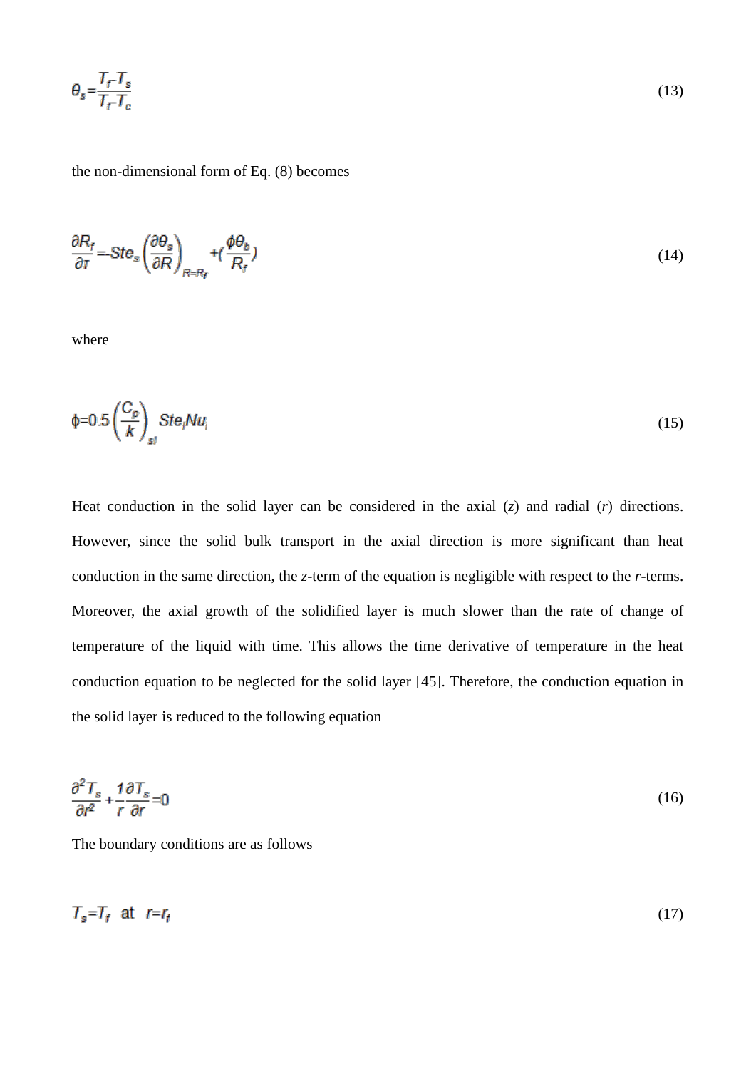$$\theta_s = \frac{T_f - T_s}{T_f - T_c} \tag{13}$$

the non-dimensional form of Eq. (8) becomes

$$\frac{\partial R_f}{\partial \tau} = -Ste_s \left(\frac{\partial \theta_s}{\partial R}\right)_{R=R_f} + \left(\frac{\phi \theta_b}{R_f}\right) \tag{14}$$

where

$$\phi = 0.5 \left(\frac{C_p}{k}\right)_{sl} Ste_l Nu_l \tag{15}$$

Heat conduction in the solid layer can be considered in the axial ($z$) and radial ($r$) directions. However, since the solid bulk transport in the axial direction is more significant than heat conduction in the same direction, the $z$-term of the equation is negligible with respect to the $r$-terms. Moreover, the axial growth of the solidified layer is much slower than the rate of change of temperature of the liquid with time. This allows the time derivative of temperature in the heat conduction equation to be neglected for the solid layer [45]. Therefore, the conduction equation in the solid layer is reduced to the following equation

$$\frac{\partial^2 T_s}{\partial r^2} + \frac{1}{r}\frac{\partial T_s}{\partial r} = 0 \tag{16}$$

The boundary conditions are as follows

$$T_s = T_f \quad \text{at} \quad r = r_f \tag{17}$$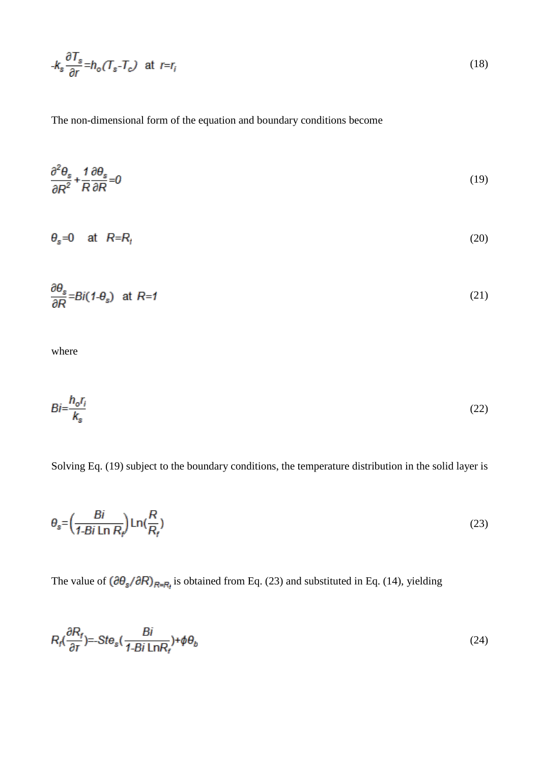$$-k_s \frac{\partial T_s}{\partial r} = h_o (T_s - T_c) \quad \text{at} \quad r = r_i \tag{18}$$

The non-dimensional form of the equation and boundary conditions become

$$\frac{\partial^2 \theta_s}{\partial R^2} + \frac{1}{R} \frac{\partial \theta_s}{\partial R} = 0 \tag{19}$$

$$\theta_s = 0 \quad \text{at} \quad R = R_i \tag{20}$$

$$\frac{\partial \theta_s}{\partial R} = Bi(1 - \theta_s) \quad \text{at} \quad R = 1 \tag{21}$$

where

$$Bi = \frac{h_o r_i}{k_s} \tag{22}$$

Solving Eq. (19) subject to the boundary conditions, the temperature distribution in the solid layer is

$$\theta_s = \left( \frac{Bi}{1 - Bi \ \text{Ln} \ R_f} \right) \text{Ln}\left( \frac{R}{R_f} \right) \tag{23}$$

The value of $(\partial \theta_s / \partial R)_{R=R_i}$ is obtained from Eq. (23) and substituted in Eq. (14), yielding

$$R_f \left( \frac{\partial R_f}{\partial \tau} \right) = -Ste_s \left( \frac{Bi}{1 - Bi \ \text{Ln} R_f} \right) + \phi \theta_b \tag{24}$$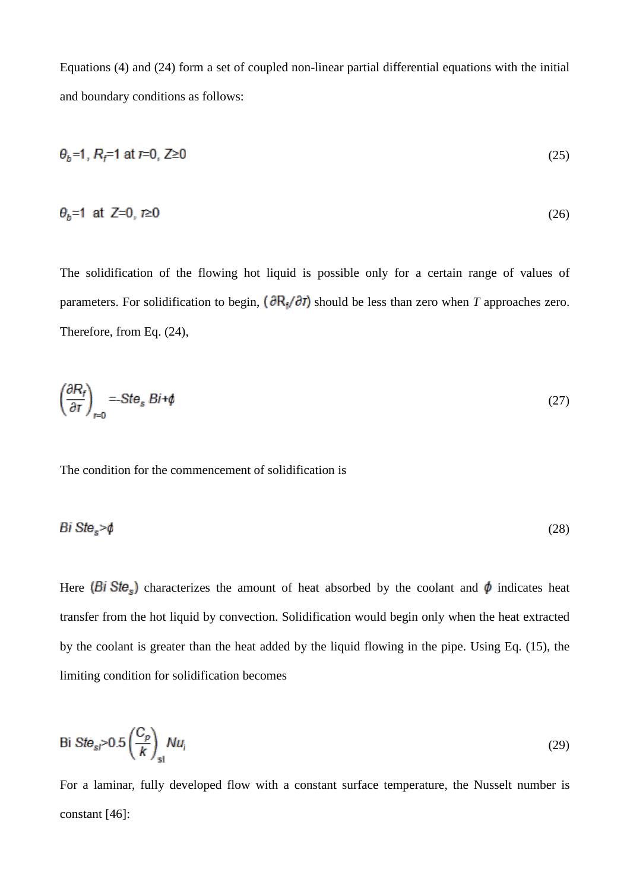Equations (4) and (24) form a set of coupled non-linear partial differential equations with the initial and boundary conditions as follows:

$$\theta_b = 1,\ R_f = 1 \text{ at } \tau = 0,\ Z \geq 0 \tag{25}$$

$$\theta_b = 1 \text{ at } Z = 0,\ \tau \geq 0 \tag{26}$$

The solidification of the flowing hot liquid is possible only for a certain range of values of parameters. For solidification to begin, $(\partial R_f / \partial \tau)$ should be less than zero when $T$ approaches zero. Therefore, from Eq. (24),

$$\left(\frac{\partial R_f}{\partial \tau}\right)_{\tau=0} = -Ste_s\, Bi + \phi \tag{27}$$

The condition for the commencement of solidification is

$$Bi\, Ste_s > \phi \tag{28}$$

Here $(Bi\, Ste_s)$ characterizes the amount of heat absorbed by the coolant and $\phi$ indicates heat transfer from the hot liquid by convection. Solidification would begin only when the heat extracted by the coolant is greater than the heat added by the liquid flowing in the pipe. Using Eq. (15), the limiting condition for solidification becomes

$$\text{Bi}\, Ste_{sl} > 0.5 \left(\frac{C_p}{k}\right)_{sl} Nu_i \tag{29}$$

For a laminar, fully developed flow with a constant surface temperature, the Nusselt number is constant [46]: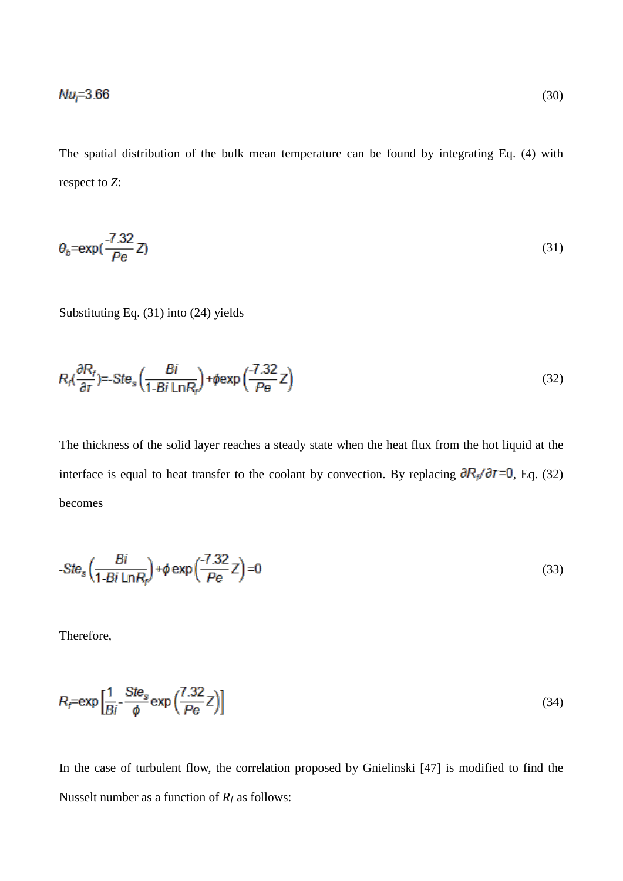$$Nu_i=3.66 \tag{30}$$

The spatial distribution of the bulk mean temperature can be found by integrating Eq. (4) with respect to *Z*:

$$\theta_b=\exp(\frac{-7.32}{Pe}Z) \tag{31}$$

Substituting Eq. (31) into (24) yields

$$R_f(\frac{\partial R_f}{\partial \tau})=-Ste_s\left(\frac{Bi}{1-Bi\,\mathrm{Ln}R_f}\right)+\phi\exp\left(\frac{-7.32}{Pe}Z\right) \tag{32}$$

The thickness of the solid layer reaches a steady state when the heat flux from the hot liquid at the interface is equal to heat transfer to the coolant by convection. By replacing $\partial R_f/\partial \tau=0$, Eq. (32) becomes

$$-Ste_s\left(\frac{Bi}{1-Bi\,\mathrm{Ln}R_f}\right)+\phi\exp\left(\frac{-7.32}{Pe}Z\right)=0 \tag{33}$$

Therefore,

$$R_f=\exp\left[\frac{1}{Bi}-\frac{Ste_s}{\phi}\exp\left(\frac{7.32}{Pe}Z\right)\right] \tag{34}$$

In the case of turbulent flow, the correlation proposed by Gnielinski [47] is modified to find the Nusselt number as a function of $R_f$ as follows: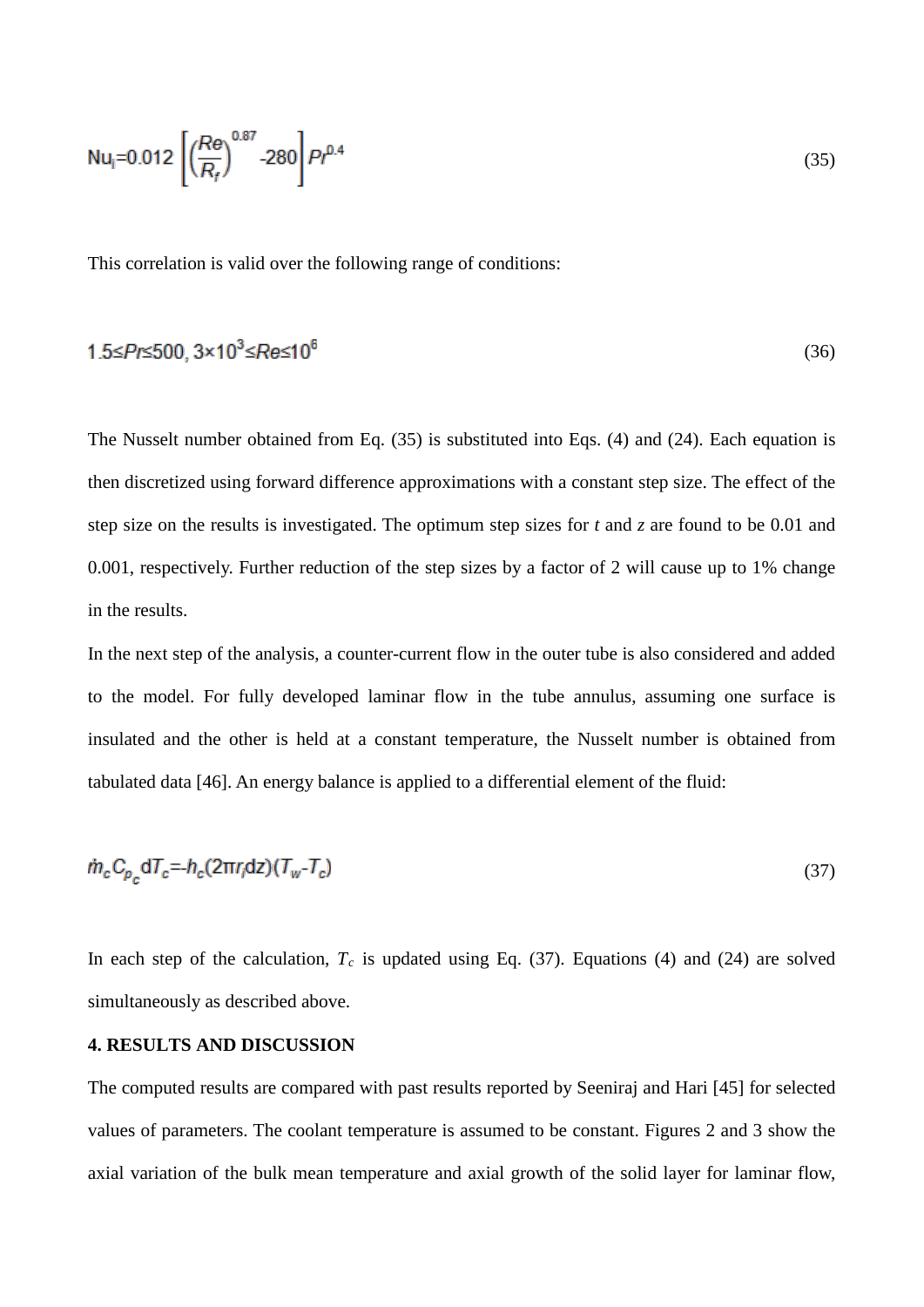$$\mathrm{Nu_i}=0.012\left[\left(\frac{Re}{R_f}\right)^{0.87}-280\right]Pr^{0.4} \tag{35}$$

This correlation is valid over the following range of conditions:

$$1.5\leq Pr\leq 500,\ 3\times 10^3\leq Re\leq 10^6 \tag{36}$$

The Nusselt number obtained from Eq. (35) is substituted into Eqs. (4) and (24). Each equation is then discretized using forward difference approximations with a constant step size. The effect of the step size on the results is investigated. The optimum step sizes for *t* and *z* are found to be 0.01 and 0.001, respectively. Further reduction of the step sizes by a factor of 2 will cause up to 1% change in the results.

In the next step of the analysis, a counter-current flow in the outer tube is also considered and added to the model. For fully developed laminar flow in the tube annulus, assuming one surface is insulated and the other is held at a constant temperature, the Nusselt number is obtained from tabulated data [46]. An energy balance is applied to a differential element of the fluid:

$$\dot{m}_c C_{p_c} \mathrm{d}T_c=-h_c(2\pi r_i \mathrm{d}z)(T_w-T_c) \tag{37}$$

In each step of the calculation, $T_c$ is updated using Eq. (37). Equations (4) and (24) are solved simultaneously as described above.

## 4. RESULTS AND DISCUSSION

The computed results are compared with past results reported by Seeniraj and Hari [45] for selected values of parameters. The coolant temperature is assumed to be constant. Figures 2 and 3 show the axial variation of the bulk mean temperature and axial growth of the solid layer for laminar flow,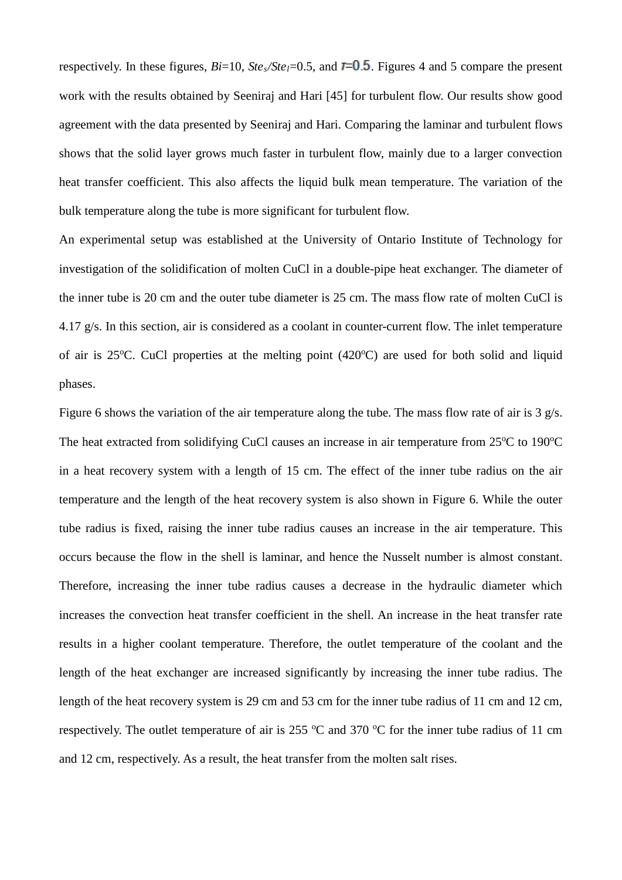respectively. In these figures, $Bi$=10, $Ste_s/Ste_l$=0.5, and $r$=0.5. Figures 4 and 5 compare the present work with the results obtained by Seeniraj and Hari [45] for turbulent flow. Our results show good agreement with the data presented by Seeniraj and Hari. Comparing the laminar and turbulent flows shows that the solid layer grows much faster in turbulent flow, mainly due to a larger convection heat transfer coefficient. This also affects the liquid bulk mean temperature. The variation of the bulk temperature along the tube is more significant for turbulent flow.

An experimental setup was established at the University of Ontario Institute of Technology for investigation of the solidification of molten CuCl in a double-pipe heat exchanger. The diameter of the inner tube is 20 cm and the outer tube diameter is 25 cm. The mass flow rate of molten CuCl is 4.17 g/s. In this section, air is considered as a coolant in counter-current flow. The inlet temperature of air is 25$^{o}$C. CuCl properties at the melting point (420$^{o}$C) are used for both solid and liquid phases.

Figure 6 shows the variation of the air temperature along the tube. The mass flow rate of air is 3 g/s. The heat extracted from solidifying CuCl causes an increase in air temperature from 25$^{o}$C to 190$^{o}$C in a heat recovery system with a length of 15 cm. The effect of the inner tube radius on the air temperature and the length of the heat recovery system is also shown in Figure 6. While the outer tube radius is fixed, raising the inner tube radius causes an increase in the air temperature. This occurs because the flow in the shell is laminar, and hence the Nusselt number is almost constant. Therefore, increasing the inner tube radius causes a decrease in the hydraulic diameter which increases the convection heat transfer coefficient in the shell. An increase in the heat transfer rate results in a higher coolant temperature. Therefore, the outlet temperature of the coolant and the length of the heat exchanger are increased significantly by increasing the inner tube radius. The length of the heat recovery system is 29 cm and 53 cm for the inner tube radius of 11 cm and 12 cm, respectively. The outlet temperature of air is 255 $^{o}$C and 370 $^{o}$C for the inner tube radius of 11 cm and 12 cm, respectively. As a result, the heat transfer from the molten salt rises.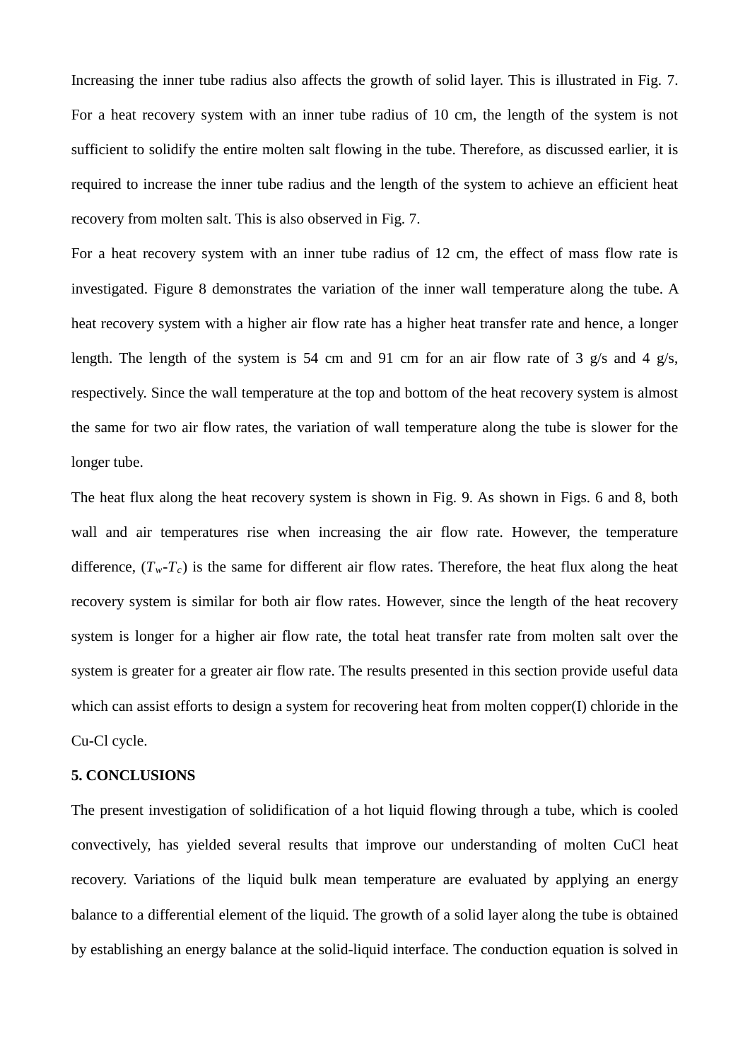Increasing the inner tube radius also affects the growth of solid layer. This is illustrated in Fig. 7. For a heat recovery system with an inner tube radius of 10 cm, the length of the system is not sufficient to solidify the entire molten salt flowing in the tube. Therefore, as discussed earlier, it is required to increase the inner tube radius and the length of the system to achieve an efficient heat recovery from molten salt. This is also observed in Fig. 7.

For a heat recovery system with an inner tube radius of 12 cm, the effect of mass flow rate is investigated. Figure 8 demonstrates the variation of the inner wall temperature along the tube. A heat recovery system with a higher air flow rate has a higher heat transfer rate and hence, a longer length. The length of the system is 54 cm and 91 cm for an air flow rate of 3 g/s and 4 g/s, respectively. Since the wall temperature at the top and bottom of the heat recovery system is almost the same for two air flow rates, the variation of wall temperature along the tube is slower for the longer tube.

The heat flux along the heat recovery system is shown in Fig. 9. As shown in Figs. 6 and 8, both wall and air temperatures rise when increasing the air flow rate. However, the temperature difference, ($T_w$-$T_c$) is the same for different air flow rates. Therefore, the heat flux along the heat recovery system is similar for both air flow rates. However, since the length of the heat recovery system is longer for a higher air flow rate, the total heat transfer rate from molten salt over the system is greater for a greater air flow rate. The results presented in this section provide useful data which can assist efforts to design a system for recovering heat from molten copper(I) chloride in the Cu-Cl cycle.

## 5. CONCLUSIONS

The present investigation of solidification of a hot liquid flowing through a tube, which is cooled convectively, has yielded several results that improve our understanding of molten CuCl heat recovery. Variations of the liquid bulk mean temperature are evaluated by applying an energy balance to a differential element of the liquid. The growth of a solid layer along the tube is obtained by establishing an energy balance at the solid-liquid interface. The conduction equation is solved in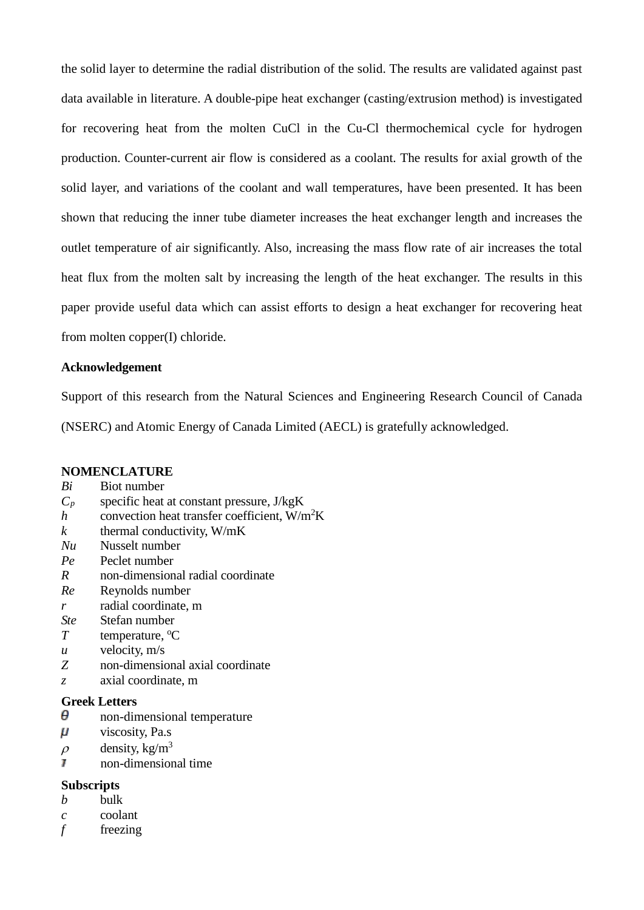the solid layer to determine the radial distribution of the solid. The results are validated against past data available in literature. A double-pipe heat exchanger (casting/extrusion method) is investigated for recovering heat from the molten CuCl in the Cu-Cl thermochemical cycle for hydrogen production. Counter-current air flow is considered as a coolant. The results for axial growth of the solid layer, and variations of the coolant and wall temperatures, have been presented. It has been shown that reducing the inner tube diameter increases the heat exchanger length and increases the outlet temperature of air significantly. Also, increasing the mass flow rate of air increases the total heat flux from the molten salt by increasing the length of the heat exchanger. The results in this paper provide useful data which can assist efforts to design a heat exchanger for recovering heat from molten copper(I) chloride.

**Acknowledgement**

Support of this research from the Natural Sciences and Engineering Research Council of Canada (NSERC) and Atomic Energy of Canada Limited (AECL) is gratefully acknowledged.

**NOMENCLATURE**

| | |
|---|---|
| $Bi$ | Biot number |
| $C_p$ | specific heat at constant pressure, J/kgK |
| $h$ | convection heat transfer coefficient, W/m$^2$K |
| $k$ | thermal conductivity, W/mK |
| $Nu$ | Nusselt number |
| $Pe$ | Peclet number |
| $R$ | non-dimensional radial coordinate |
| $Re$ | Reynolds number |
| $r$ | radial coordinate, m |
| $Ste$ | Stefan number |
| $T$ | temperature, $^{o}$C |
| $u$ | velocity, m/s |
| $Z$ | non-dimensional axial coordinate |
| $z$ | axial coordinate, m |

**Greek Letters**

| | |
|---|---|
| $\theta$ | non-dimensional temperature |
| $\mu$ | viscosity, Pa.s |
| $\rho$ | density, kg/m$^3$ |
| $\tau$ | non-dimensional time |

**Subscripts**

| | |
|---|---|
| $b$ | bulk |
| $c$ | coolant |
| $f$ | freezing |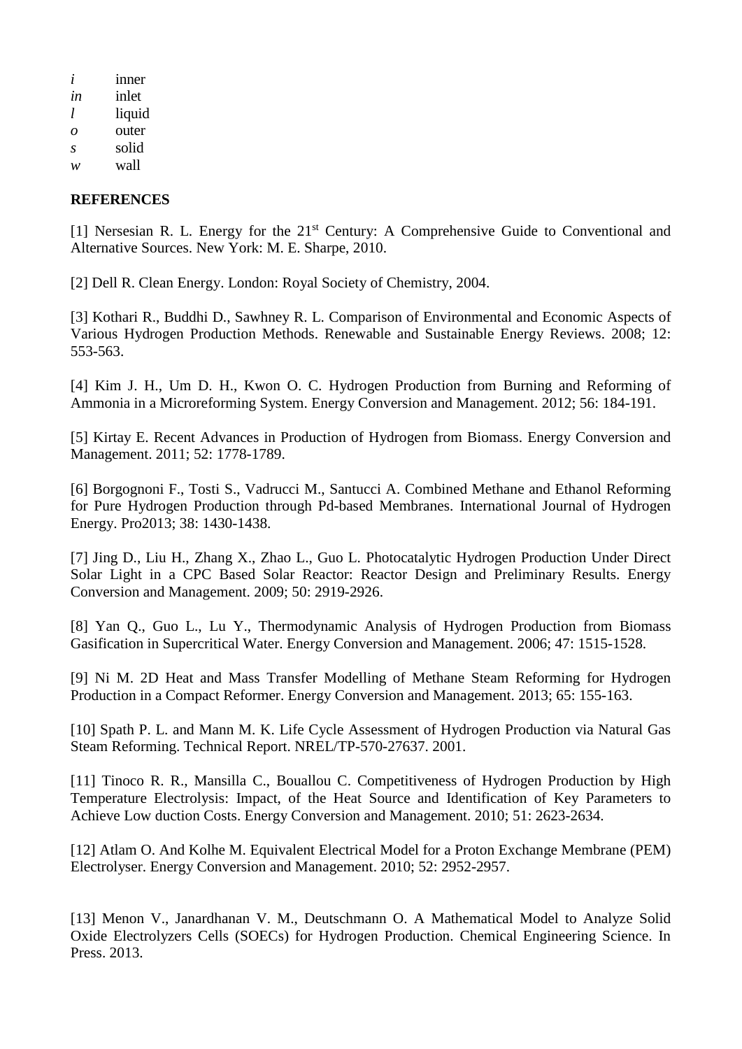| | |
|---|---|
| *i* | inner |
| *in* | inlet |
| *l* | liquid |
| *o* | outer |
| *s* | solid |
| *w* | wall |

**REFERENCES**

[1] Nersesian R. L. Energy for the 21st Century: A Comprehensive Guide to Conventional and Alternative Sources. New York: M. E. Sharpe, 2010.

[2] Dell R. Clean Energy. London: Royal Society of Chemistry, 2004.

[3] Kothari R., Buddhi D., Sawhney R. L. Comparison of Environmental and Economic Aspects of Various Hydrogen Production Methods. Renewable and Sustainable Energy Reviews. 2008; 12: 553-563.

[4] Kim J. H., Um D. H., Kwon O. C. Hydrogen Production from Burning and Reforming of Ammonia in a Microreforming System. Energy Conversion and Management. 2012; 56: 184-191.

[5] Kirtay E. Recent Advances in Production of Hydrogen from Biomass. Energy Conversion and Management. 2011; 52: 1778-1789.

[6] Borgognoni F., Tosti S., Vadrucci M., Santucci A. Combined Methane and Ethanol Reforming for Pure Hydrogen Production through Pd-based Membranes. International Journal of Hydrogen Energy. Pro2013; 38: 1430-1438.

[7] Jing D., Liu H., Zhang X., Zhao L., Guo L. Photocatalytic Hydrogen Production Under Direct Solar Light in a CPC Based Solar Reactor: Reactor Design and Preliminary Results. Energy Conversion and Management. 2009; 50: 2919-2926.

[8] Yan Q., Guo L., Lu Y., Thermodynamic Analysis of Hydrogen Production from Biomass Gasification in Supercritical Water. Energy Conversion and Management. 2006; 47: 1515-1528.

[9] Ni M. 2D Heat and Mass Transfer Modelling of Methane Steam Reforming for Hydrogen Production in a Compact Reformer. Energy Conversion and Management. 2013; 65: 155-163.

[10] Spath P. L. and Mann M. K. Life Cycle Assessment of Hydrogen Production via Natural Gas Steam Reforming. Technical Report. NREL/TP-570-27637. 2001.

[11] Tinoco R. R., Mansilla C., Bouallou C. Competitiveness of Hydrogen Production by High Temperature Electrolysis: Impact, of the Heat Source and Identification of Key Parameters to Achieve Low duction Costs. Energy Conversion and Management. 2010; 51: 2623-2634.

[12] Atlam O. And Kolhe M. Equivalent Electrical Model for a Proton Exchange Membrane (PEM) Electrolyser. Energy Conversion and Management. 2010; 52: 2952-2957.

[13] Menon V., Janardhanan V. M., Deutschmann O. A Mathematical Model to Analyze Solid Oxide Electrolyzers Cells (SOECs) for Hydrogen Production. Chemical Engineering Science. In Press. 2013.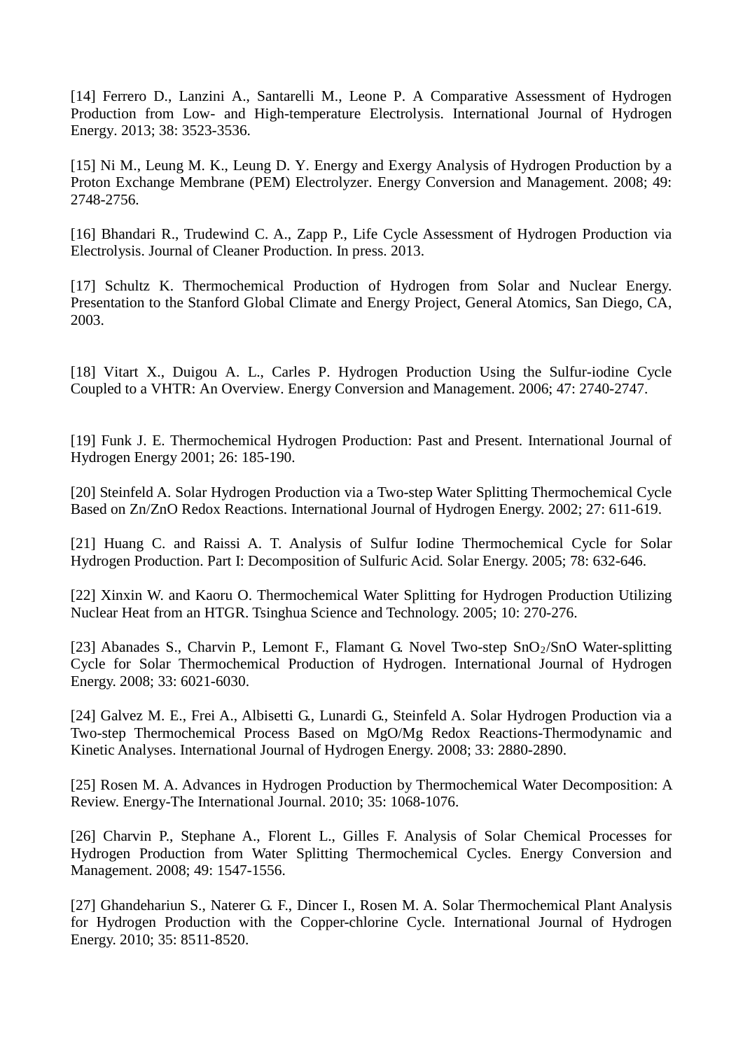[14] Ferrero D., Lanzini A., Santarelli M., Leone P. A Comparative Assessment of Hydrogen Production from Low- and High-temperature Electrolysis. International Journal of Hydrogen Energy. 2013; 38: 3523-3536.

[15] Ni M., Leung M. K., Leung D. Y. Energy and Exergy Analysis of Hydrogen Production by a Proton Exchange Membrane (PEM) Electrolyzer. Energy Conversion and Management. 2008; 49: 2748-2756.

[16] Bhandari R., Trudewind C. A., Zapp P., Life Cycle Assessment of Hydrogen Production via Electrolysis. Journal of Cleaner Production. In press. 2013.

[17] Schultz K. Thermochemical Production of Hydrogen from Solar and Nuclear Energy. Presentation to the Stanford Global Climate and Energy Project, General Atomics, San Diego, CA, 2003.

[18] Vitart X., Duigou A. L., Carles P. Hydrogen Production Using the Sulfur-iodine Cycle Coupled to a VHTR: An Overview. Energy Conversion and Management. 2006; 47: 2740-2747.

[19] Funk J. E. Thermochemical Hydrogen Production: Past and Present. International Journal of Hydrogen Energy 2001; 26: 185-190.

[20] Steinfeld A. Solar Hydrogen Production via a Two-step Water Splitting Thermochemical Cycle Based on Zn/ZnO Redox Reactions. International Journal of Hydrogen Energy. 2002; 27: 611-619.

[21] Huang C. and Raissi A. T. Analysis of Sulfur Iodine Thermochemical Cycle for Solar Hydrogen Production. Part I: Decomposition of Sulfuric Acid. Solar Energy. 2005; 78: 632-646.

[22] Xinxin W. and Kaoru O. Thermochemical Water Splitting for Hydrogen Production Utilizing Nuclear Heat from an HTGR. Tsinghua Science and Technology. 2005; 10: 270-276.

[23] Abanades S., Charvin P., Lemont F., Flamant G. Novel Two-step $SnO_2$/SnO Water-splitting Cycle for Solar Thermochemical Production of Hydrogen. International Journal of Hydrogen Energy. 2008; 33: 6021-6030.

[24] Galvez M. E., Frei A., Albisetti G., Lunardi G., Steinfeld A. Solar Hydrogen Production via a Two-step Thermochemical Process Based on MgO/Mg Redox Reactions-Thermodynamic and Kinetic Analyses. International Journal of Hydrogen Energy. 2008; 33: 2880-2890.

[25] Rosen M. A. Advances in Hydrogen Production by Thermochemical Water Decomposition: A Review. Energy-The International Journal. 2010; 35: 1068-1076.

[26] Charvin P., Stephane A., Florent L., Gilles F. Analysis of Solar Chemical Processes for Hydrogen Production from Water Splitting Thermochemical Cycles. Energy Conversion and Management. 2008; 49: 1547-1556.

[27] Ghandehariun S., Naterer G. F., Dincer I., Rosen M. A. Solar Thermochemical Plant Analysis for Hydrogen Production with the Copper-chlorine Cycle. International Journal of Hydrogen Energy. 2010; 35: 8511-8520.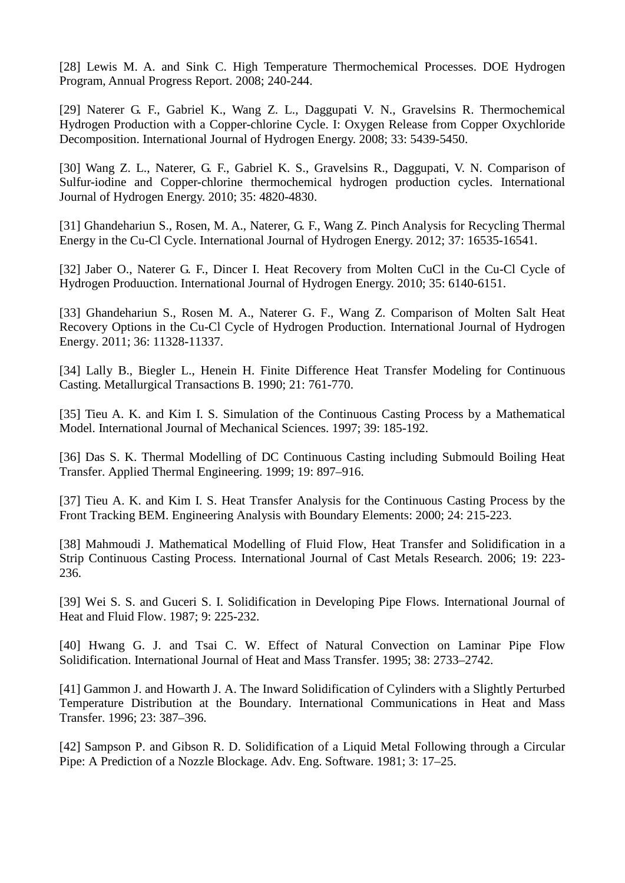[28] Lewis M. A. and Sink C. High Temperature Thermochemical Processes. DOE Hydrogen Program, Annual Progress Report. 2008; 240-244.

[29] Naterer G. F., Gabriel K., Wang Z. L., Daggupati V. N., Gravelsins R. Thermochemical Hydrogen Production with a Copper-chlorine Cycle. I: Oxygen Release from Copper Oxychloride Decomposition. International Journal of Hydrogen Energy. 2008; 33: 5439-5450.

[30] Wang Z. L., Naterer, G. F., Gabriel K. S., Gravelsins R., Daggupati, V. N. Comparison of Sulfur-iodine and Copper-chlorine thermochemical hydrogen production cycles. International Journal of Hydrogen Energy. 2010; 35: 4820-4830.

[31] Ghandehariun S., Rosen, M. A., Naterer, G. F., Wang Z. Pinch Analysis for Recycling Thermal Energy in the Cu-Cl Cycle. International Journal of Hydrogen Energy. 2012; 37: 16535-16541.

[32] Jaber O., Naterer G. F., Dincer I. Heat Recovery from Molten CuCl in the Cu-Cl Cycle of Hydrogen Produuction. International Journal of Hydrogen Energy. 2010; 35: 6140-6151.

[33] Ghandehariun S., Rosen M. A., Naterer G. F., Wang Z. Comparison of Molten Salt Heat Recovery Options in the Cu-Cl Cycle of Hydrogen Production. International Journal of Hydrogen Energy. 2011; 36: 11328-11337.

[34] Lally B., Biegler L., Henein H. Finite Difference Heat Transfer Modeling for Continuous Casting. Metallurgical Transactions B. 1990; 21: 761-770.

[35] Tieu A. K. and Kim I. S. Simulation of the Continuous Casting Process by a Mathematical Model. International Journal of Mechanical Sciences. 1997; 39: 185-192.

[36] Das S. K. Thermal Modelling of DC Continuous Casting including Submould Boiling Heat Transfer. Applied Thermal Engineering. 1999; 19: 897–916.

[37] Tieu A. K. and Kim I. S. Heat Transfer Analysis for the Continuous Casting Process by the Front Tracking BEM. Engineering Analysis with Boundary Elements: 2000; 24: 215-223.

[38] Mahmoudi J. Mathematical Modelling of Fluid Flow, Heat Transfer and Solidification in a Strip Continuous Casting Process. International Journal of Cast Metals Research. 2006; 19: 223-236.

[39] Wei S. S. and Guceri S. I. Solidification in Developing Pipe Flows. International Journal of Heat and Fluid Flow. 1987; 9: 225-232.

[40] Hwang G. J. and Tsai C. W. Effect of Natural Convection on Laminar Pipe Flow Solidification. International Journal of Heat and Mass Transfer. 1995; 38: 2733–2742.

[41] Gammon J. and Howarth J. A. The Inward Solidification of Cylinders with a Slightly Perturbed Temperature Distribution at the Boundary. International Communications in Heat and Mass Transfer. 1996; 23: 387–396.

[42] Sampson P. and Gibson R. D. Solidification of a Liquid Metal Following through a Circular Pipe: A Prediction of a Nozzle Blockage. Adv. Eng. Software. 1981; 3: 17–25.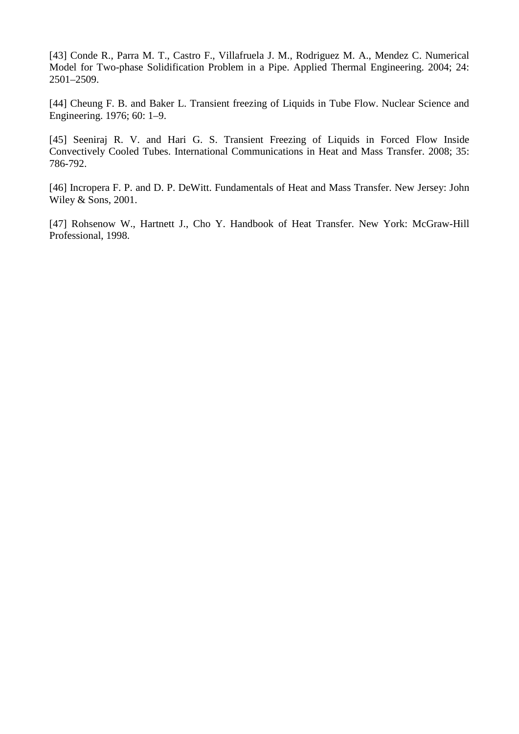[43] Conde R., Parra M. T., Castro F., Villafruela J. M., Rodriguez M. A., Mendez C. Numerical Model for Two-phase Solidification Problem in a Pipe. Applied Thermal Engineering. 2004; 24: 2501–2509.

[44] Cheung F. B. and Baker L. Transient freezing of Liquids in Tube Flow. Nuclear Science and Engineering. 1976; 60: 1–9.

[45] Seeniraj R. V. and Hari G. S. Transient Freezing of Liquids in Forced Flow Inside Convectively Cooled Tubes. International Communications in Heat and Mass Transfer. 2008; 35: 786-792.

[46] Incropera F. P. and D. P. DeWitt. Fundamentals of Heat and Mass Transfer. New Jersey: John Wiley & Sons, 2001.

[47] Rohsenow W., Hartnett J., Cho Y. Handbook of Heat Transfer. New York: McGraw-Hill Professional, 1998.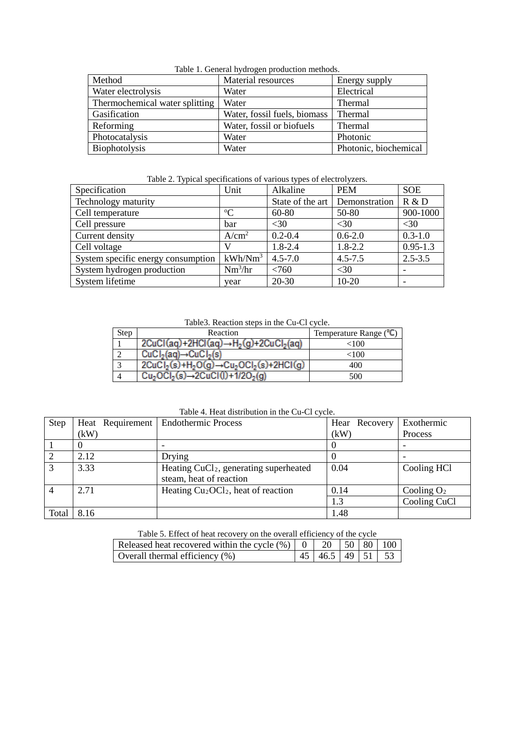Table 1. General hydrogen production methods.

| Method | Material resources | Energy supply |
|---|---|---|
| Water electrolysis | Water | Electrical |
| Thermochemical water splitting | Water | Thermal |
| Gasification | Water, fossil fuels, biomass | Thermal |
| Reforming | Water, fossil or biofuels | Thermal |
| Photocatalysis | Water | Photonic |
| Biophotolysis | Water | Photonic, biochemical |

Table 2. Typical specifications of various types of electrolyzers.

| Specification | Unit | Alkaline | PEM | SOE |
|---|---|---|---|---|
| Technology maturity | | State of the art | Demonstration | R & D |
| Cell temperature | °C | 60-80 | 50-80 | 900-1000 |
| Cell pressure | bar | <30 | <30 | <30 |
| Current density | A/cm$^2$ | 0.2-0.4 | 0.6-2.0 | 0.3-1.0 |
| Cell voltage | V | 1.8-2.4 | 1.8-2.2 | 0.95-1.3 |
| System specific energy consumption | kWh/Nm$^3$ | 4.5-7.0 | 4.5-7.5 | 2.5-3.5 |
| System hydrogen production | Nm$^3$/hr | <760 | <30 | - |
| System lifetime | year | 20-30 | 10-20 | - |

Table3. Reaction steps in the Cu-Cl cycle.

| Step | Reaction | Temperature Range (℃) |
|---|---|---|
| 1 | $2CuCl(aq)+2HCl(aq)\rightarrow H_2(g)+2CuCl_2(aq)$ | <100 |
| 2 | $CuCl_2(aq)\rightarrow CuCl_2(s)$ | <100 |
| 3 | $2CuCl_2(s)+H_2O(g)\rightarrow Cu_2OCl_2(s)+2HCl(g)$ | 400 |
| 4 | $Cu_2OCl_2(s)\rightarrow 2CuCl(l)+1/2O_2(g)$ | 500 |

Table 4. Heat distribution in the Cu-Cl cycle.

| Step | Heat Requirement (kW) | Endothermic Process | Hear Recovery (kW) | Exothermic Process |
|---|---|---|---|---|
| 1 | 0 | - | 0 | - |
| 2 | 2.12 | Drying | 0 | - |
| 3 | 3.33 | Heating $CuCl_2$, generating superheated steam, heat of reaction | 0.04 | Cooling HCl |
| 4 | 2.71 | Heating $Cu_2OCl_2$, heat of reaction | 0.14 | Cooling $O_2$ |
| | | | 1.3 | Cooling CuCl |
| Total | 8.16 | | 1.48 | |

Table 5. Effect of heat recovery on the overall efficiency of the cycle

| Released heat recovered within the cycle (%) | 0 | 20 | 50 | 80 | 100 |
|---|---|---|---|---|---|
| Overall thermal efficiency (%) | 45 | 46.5 | 49 | 51 | 53 |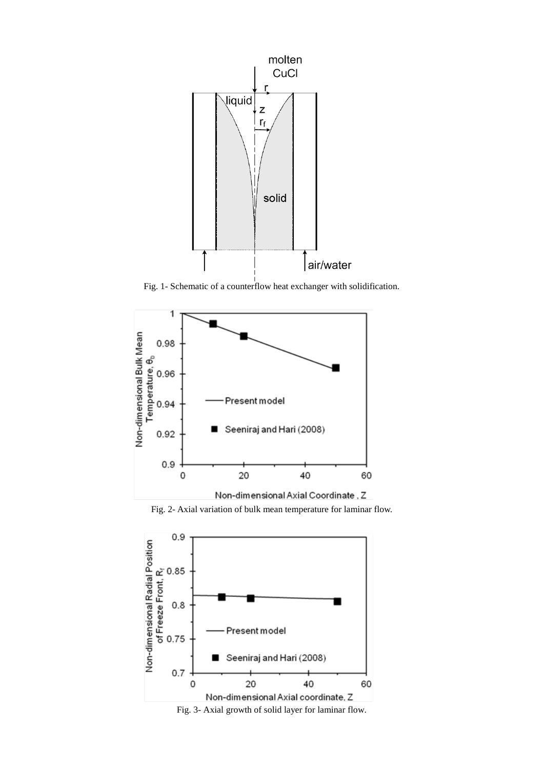Fig. 1- Schematic of a counterflow heat exchanger with solidification.

Fig. 2- Axial variation of bulk mean temperature for laminar flow.

Fig. 3- Axial growth of solid layer for laminar flow.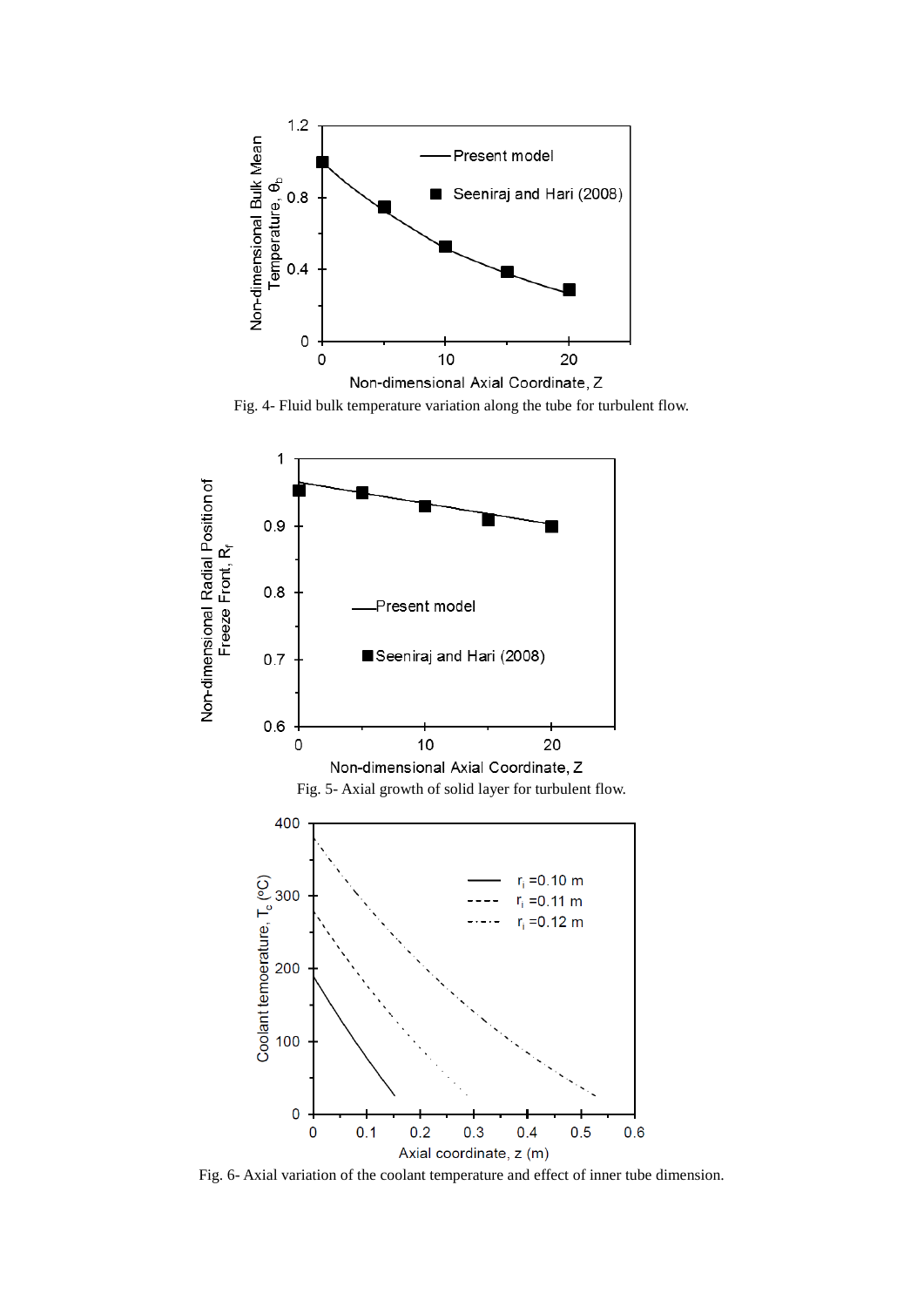Fig. 4- Fluid bulk temperature variation along the tube for turbulent flow.

Fig. 5- Axial growth of solid layer for turbulent flow.

Fig. 6- Axial variation of the coolant temperature and effect of inner tube dimension.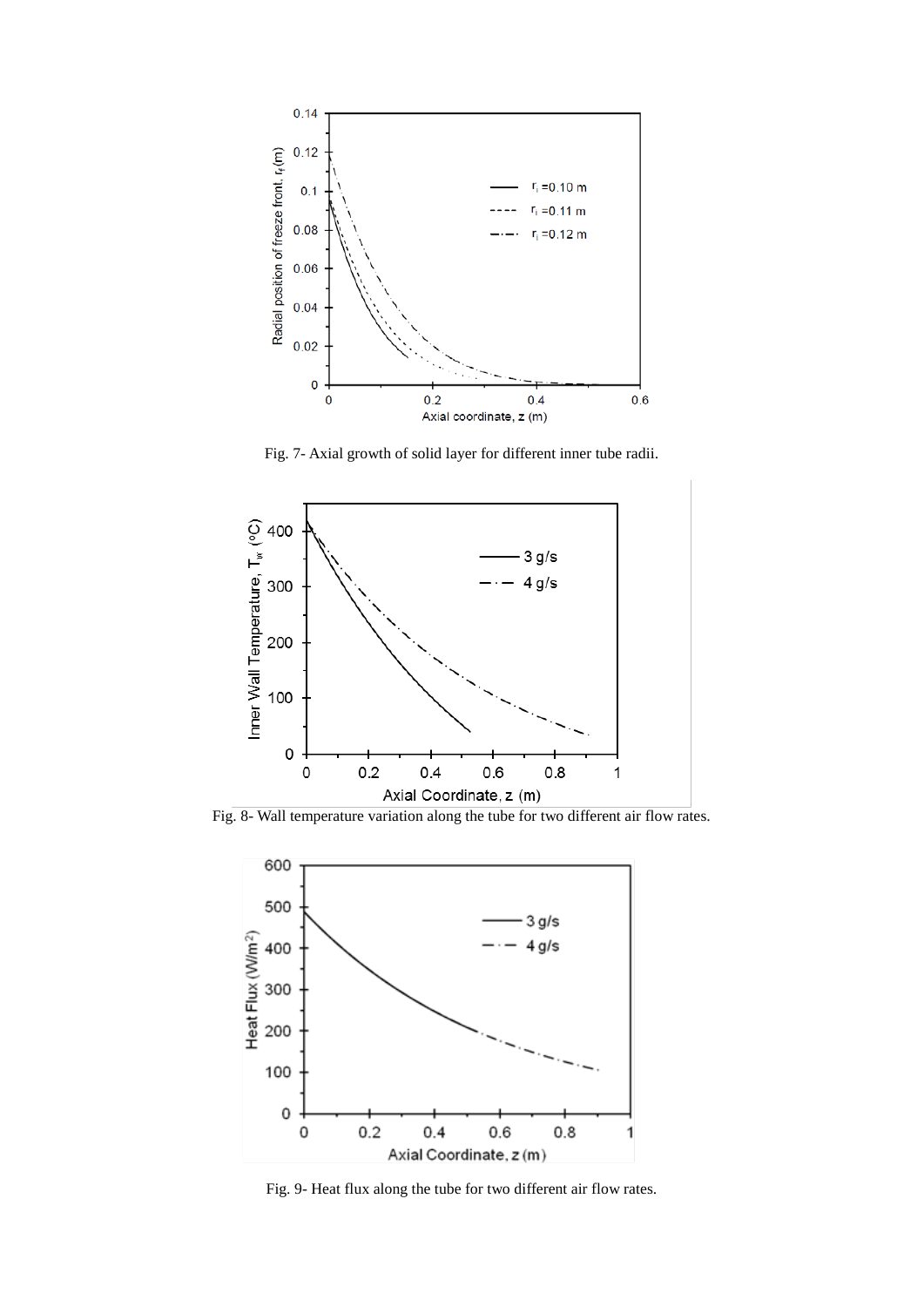0.14
0.12
0.1
0.08
0.06
0.04
0.02
0
Radial position of freeze front, $r_f$(m)
0
0.2
0.4
0.6
Axial coordinate, z (m)
$r_i$ =0.10 m
$r_i$ =0.11 m
$r_i$ =0.12 m

Fig. 7- Axial growth of solid layer for different inner tube radii.

400
300
200
100
0
Inner Wall Temperature, $T_w$ (°C)
0
0.2
0.4
0.6
0.8
1
Axial Coordinate, z (m)
3 g/s
4 g/s

Fig. 8- Wall temperature variation along the tube for two different air flow rates.

600
500
400
300
200
100
0
Heat Flux (W/m$^2$)
0
0.2
0.4
0.6
0.8
1
Axial Coordinate, z (m)
3 g/s
4 g/s

Fig. 9- Heat flux along the tube for two different air flow rates.